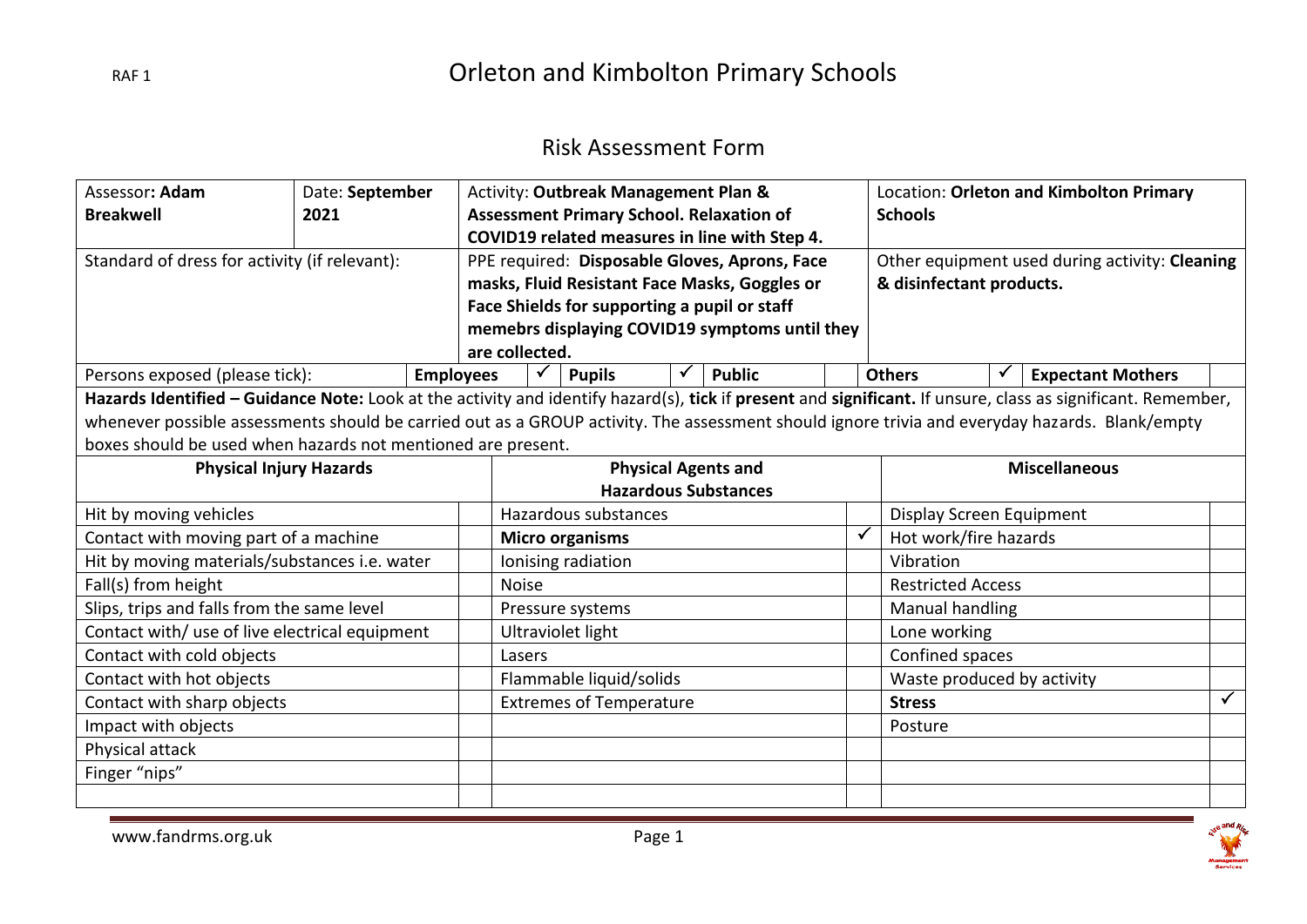RAF 1

# Orleton and Kimbolton Primary Schools

## Risk Assessment Form

| Assessor: **Adam Breakwell** | Date: **September 2021** | Activity: **Outbreak Management Plan & Assessment Primary School. Relaxation of COVID19 related measures in line with Step 4.** | Location: **Orleton and Kimbolton Primary Schools** |
|---|---|---|---|
| Standard of dress for activity (if relevant): | | PPE required: **Disposable Gloves, Aprons, Face masks, Fluid Resistant Face Masks, Goggles or Face Shields for supporting a pupil or staff memebrs displaying COVID19 symptoms until they are collected.** | Other equipment used during activity: **Cleaning & disinfectant products.** |

| Persons exposed (please tick): | Employees | ✓ | Pupils | ✓ | Public | | Others | ✓ | Expectant Mothers | |
|---|---|---|---|---|---|---|---|---|---|---|

**Hazards Identified – Guidance Note:** Look at the activity and identify hazard(s), **tick** if **present** and **significant.** If unsure, class as significant. Remember, whenever possible assessments should be carried out as a GROUP activity. The assessment should ignore trivia and everyday hazards. Blank/empty boxes should be used when hazards not mentioned are present.

| Physical Injury Hazards | | Physical Agents and Hazardous Substances | | Miscellaneous | |
|---|---|---|---|---|---|
| Hit by moving vehicles | | Hazardous substances | | Display Screen Equipment | |
| Contact with moving part of a machine | | **Micro organisms** | ✓ | Hot work/fire hazards | |
| Hit by moving materials/substances i.e. water | | Ionising radiation | | Vibration | |
| Fall(s) from height | | Noise | | Restricted Access | |
| Slips, trips and falls from the same level | | Pressure systems | | Manual handling | |
| Contact with/ use of live electrical equipment | | Ultraviolet light | | Lone working | |
| Contact with cold objects | | Lasers | | Confined spaces | |
| Contact with hot objects | | Flammable liquid/solids | | Waste produced by activity | |
| Contact with sharp objects | | Extremes of Temperature | | **Stress** | ✓ |
| Impact with objects | | | | Posture | |
| Physical attack | | | | | |
| Finger "nips" | | | | | |
| | | | | | |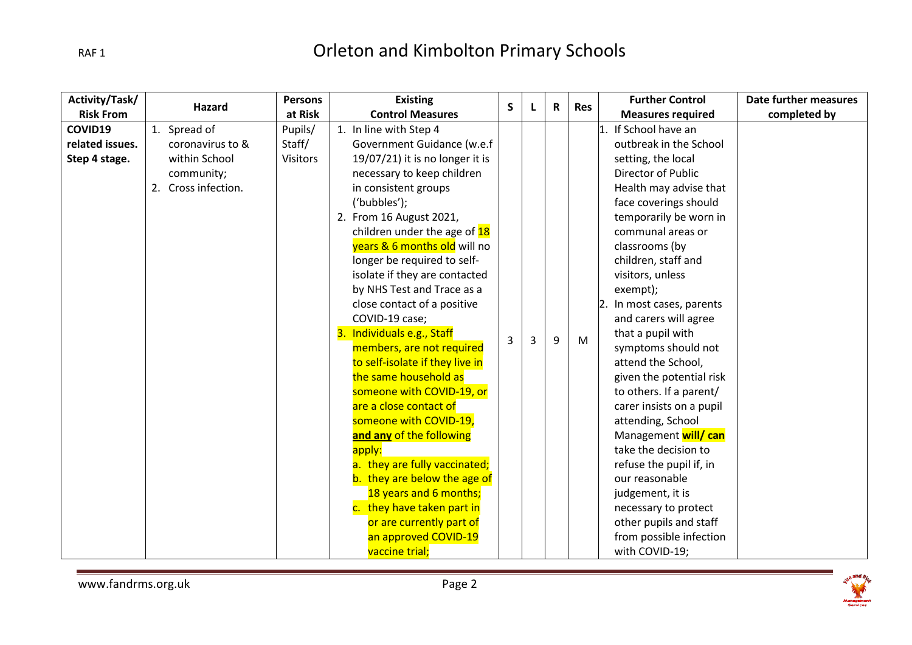# Orleton and Kimbolton Primary Schools

| Activity/Task/ Risk From | Hazard | Persons at Risk | Existing Control Measures | S | L | R | Res | Further Control Measures required | Date further measures completed by |
|---|---|---|---|---|---|---|---|---|---|
| **COVID19 related issues. Step 4 stage.** | 1. Spread of coronavirus to & within School community; 2. Cross infection. | Pupils/ Staff/ Visitors | 1. In line with Step 4 Government Guidance (w.e.f 19/07/21) it is no longer it is necessary to keep children in consistent groups ('bubbles'); 2. From 16 August 2021, children under the age of 18 years & 6 months old will no longer be required to self-isolate if they are contacted by NHS Test and Trace as a close contact of a positive COVID-19 case; 3. Individuals e.g., Staff members, are not required to self-isolate if they live in the same household as someone with COVID-19, or are a close contact of someone with COVID-19, **and any** of the following apply: a. they are fully vaccinated; b. they are below the age of 18 years and 6 months; c. they have taken part in or are currently part of an approved COVID-19 vaccine trial; | 3 | 3 | 9 | M | 1. If School have an outbreak in the School setting, the local Director of Public Health may advise that face coverings should temporarily be worn in communal areas or classrooms (by children, staff and visitors, unless exempt); 2. In most cases, parents and carers will agree that a pupil with symptoms should not attend the School, given the potential risk to others. If a parent/ carer insists on a pupil attending, School Management **will/ can** take the decision to refuse the pupil if, in our reasonable judgement, it is necessary to protect other pupils and staff from possible infection with COVID-19; | |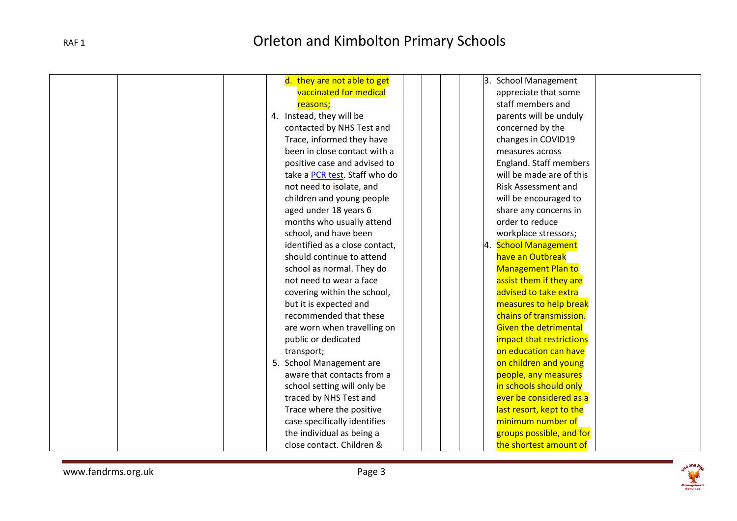| | | | | | | | | |
|---|---|---|---|---|---|---|---|---|
| | | | d. they are not able to get vaccinated for medical reasons;<br>4. Instead, they will be contacted by NHS Test and Trace, informed they have been in close contact with a positive case and advised to take a [PCR test](). Staff who do not need to isolate, and children and young people aged under 18 years 6 months who usually attend school, and have been identified as a close contact, should continue to attend school as normal. They do not need to wear a face covering within the school, but it is expected and recommended that these are worn when travelling on public or dedicated transport;<br>5. School Management are aware that contacts from a school setting will only be traced by NHS Test and Trace where the positive case specifically identifies the individual as being a close contact. Children & | | | | 3. School Management appreciate that some staff members and parents will be unduly concerned by the changes in COVID19 measures across England. Staff members will be made are of this Risk Assessment and will be encouraged to share any concerns in order to reduce workplace stressors;<br>4. School Management have an Outbreak Management Plan to assist them if they are advised to take extra measures to help break chains of transmission. Given the detrimental impact that restrictions on education can have on children and young people, any measures in schools should only ever be considered as a last resort, kept to the minimum number of groups possible, and for the shortest amount of | |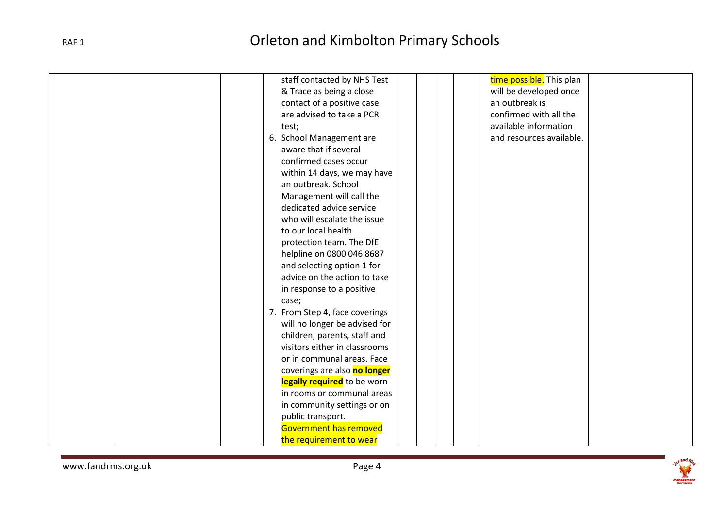| | | | | | | | | | |
|---|---|---|---|---|---|---|---|---|---|
| | | | staff contacted by NHS Test & Trace as being a close contact of a positive case are advised to take a PCR test;<br>6. School Management are aware that if several confirmed cases occur within 14 days, we may have an outbreak. School Management will call the dedicated advice service who will escalate the issue to our local health protection team. The DfE helpline on 0800 046 8687 and selecting option 1 for advice on the action to take in response to a positive case;<br>7. From Step 4, face coverings will no longer be advised for children, parents, staff and visitors either in classrooms or in communal areas. Face coverings are also **no longer legally required** to be worn in rooms or communal areas in community settings or on public transport. Government has removed the requirement to wear | | | | | time possible. This plan will be developed once an outbreak is confirmed with all the available information and resources available. | |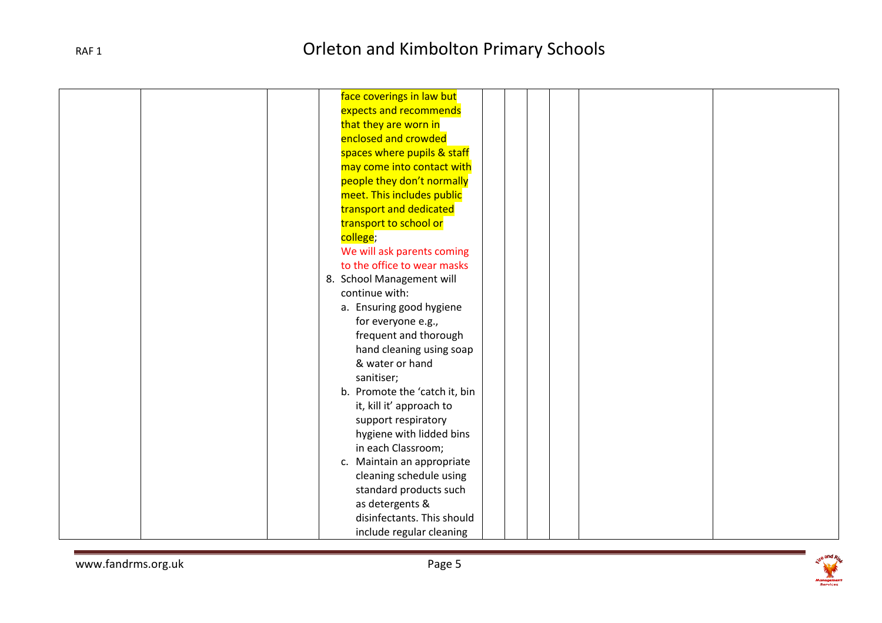| | | | | | | | | | |
|---|---|---|---|---|---|---|---|---|---|
| | | | face coverings in law but expects and recommends that they are worn in enclosed and crowded spaces where pupils & staff may come into contact with people they don't normally meet. This includes public transport and dedicated transport to school or college;<br>We will ask parents coming to the office to wear masks<br>8. School Management will continue with:<br>a. Ensuring good hygiene for everyone e.g., frequent and thorough hand cleaning using soap & water or hand sanitiser;<br>b. Promote the 'catch it, bin it, kill it' approach to support respiratory hygiene with lidded bins in each Classroom;<br>c. Maintain an appropriate cleaning schedule using standard products such as detergents & disinfectants. This should include regular cleaning | | | | | | |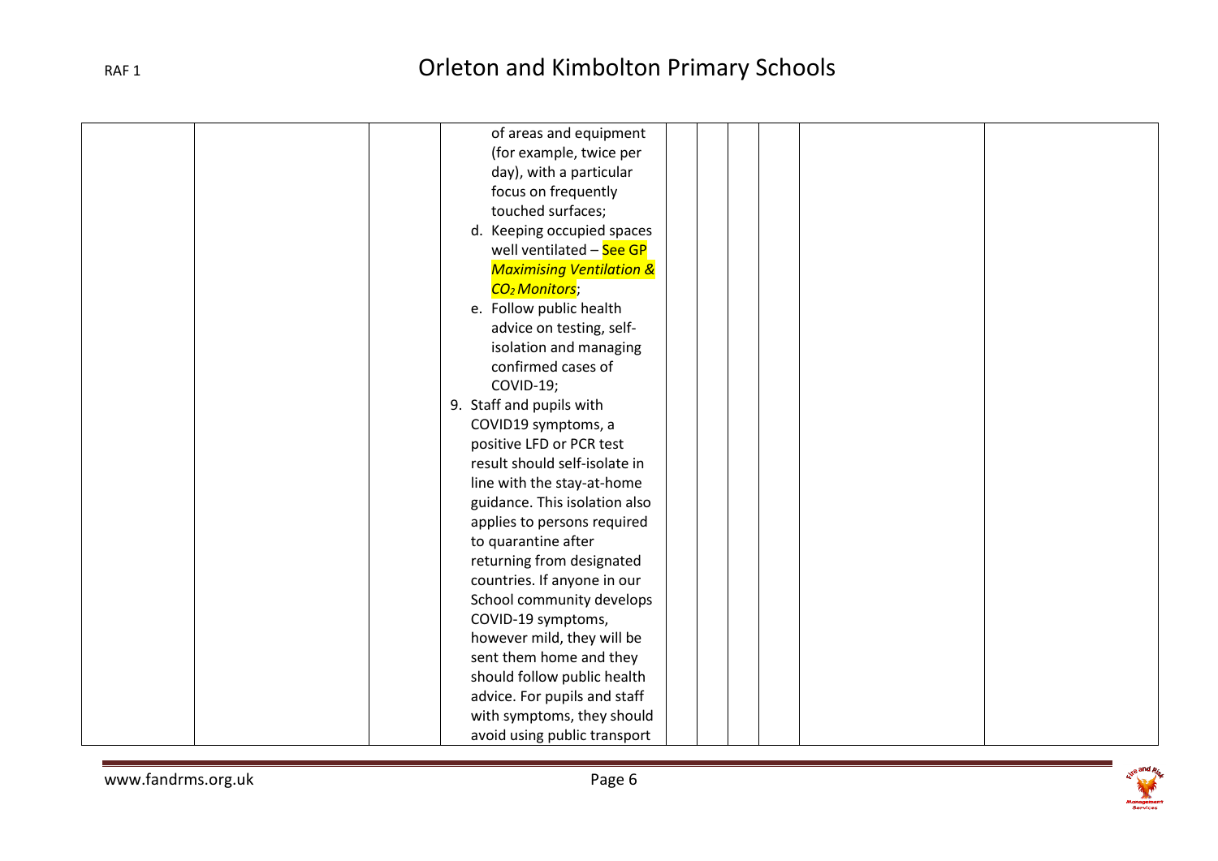| | | | | | | | | |
|---|---|---|---|---|---|---|---|---|
| | | | of areas and equipment (for example, twice per day), with a particular focus on frequently touched surfaces;<br>d. Keeping occupied spaces well ventilated – See GP *Maximising Ventilation & $CO_2$ Monitors*;<br>e. Follow public health advice on testing, self-isolation and managing confirmed cases of COVID-19;<br>9. Staff and pupils with COVID19 symptoms, a positive LFD or PCR test result should self-isolate in line with the stay-at-home guidance. This isolation also applies to persons required to quarantine after returning from designated countries. If anyone in our School community develops COVID-19 symptoms, however mild, they will be sent them home and they should follow public health advice. For pupils and staff with symptoms, they should avoid using public transport | | | | | |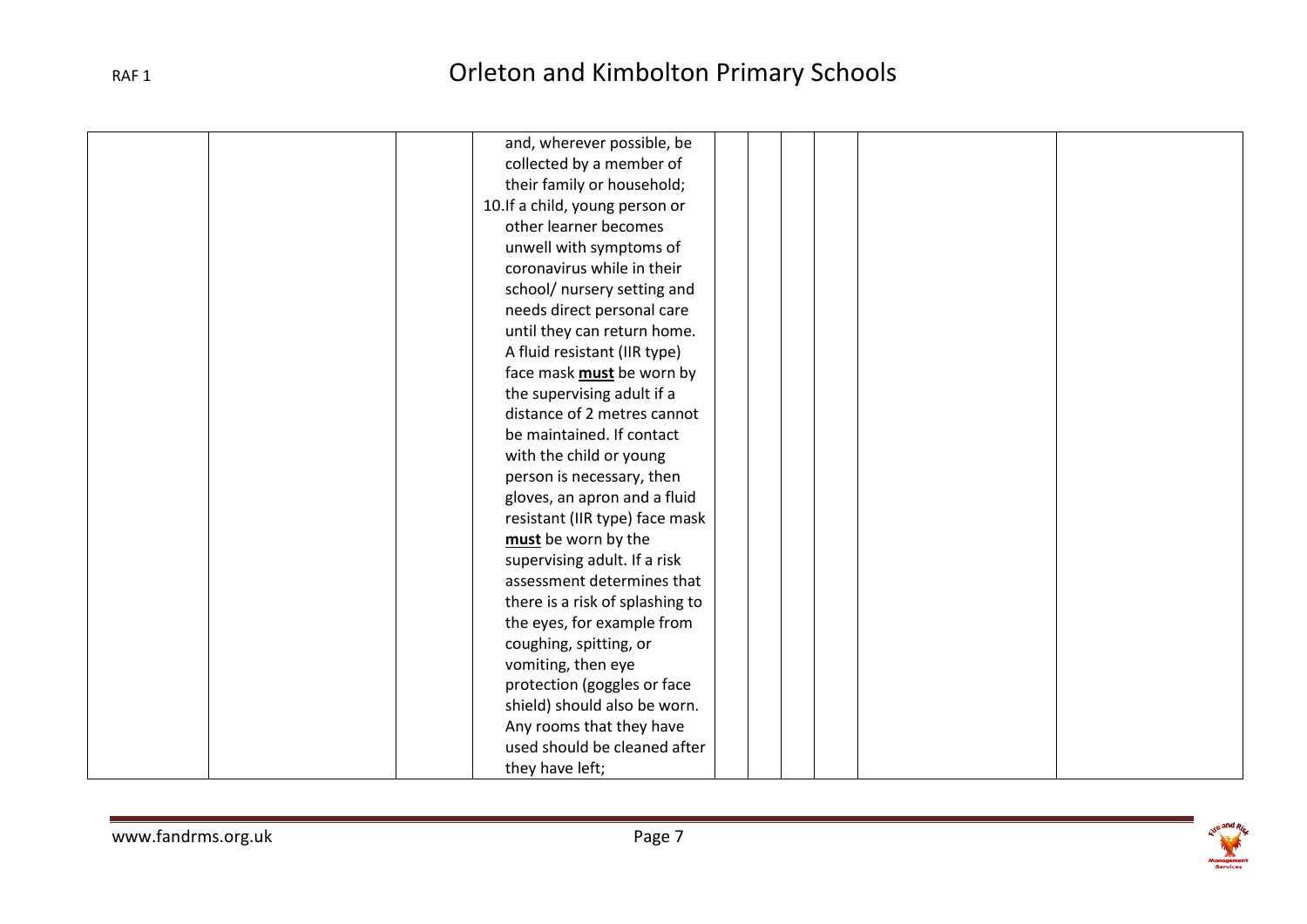|  |  |  | and, wherever possible, be collected by a member of their family or household;<br>10. If a child, young person or other learner becomes unwell with symptoms of coronavirus while in their school/ nursery setting and needs direct personal care until they can return home. A fluid resistant (IIR type) face mask **must** be worn by the supervising adult if a distance of 2 metres cannot be maintained. If contact with the child or young person is necessary, then gloves, an apron and a fluid resistant (IIR type) face mask **must** be worn by the supervising adult. If a risk assessment determines that there is a risk of splashing to the eyes, for example from coughing, spitting, or vomiting, then eye protection (goggles or face shield) should also be worn. Any rooms that they have used should be cleaned after they have left; |  |  |  |  |  |  |
|---|---|---|---|---|---|---|---|---|---|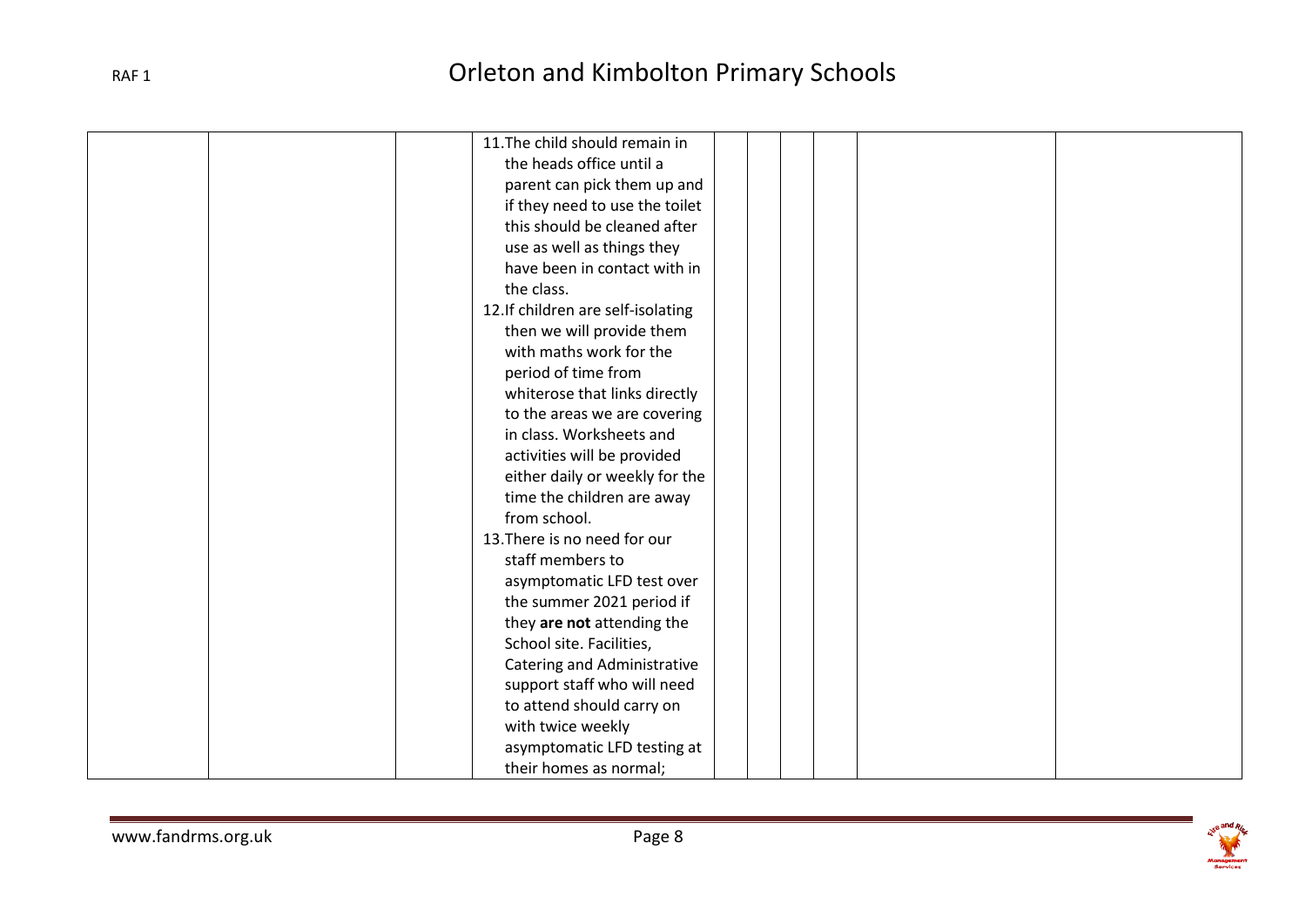|  |  |  | 11. The child should remain in the heads office until a parent can pick them up and if they need to use the toilet this should be cleaned after use as well as things they have been in contact with in the class.<br>12. If children are self-isolating then we will provide them with maths work for the period of time from whiterose that links directly to the areas we are covering in class. Worksheets and activities will be provided either daily or weekly for the time the children are away from school.<br>13. There is no need for our staff members to asymptomatic LFD test over the summer 2021 period if they **are not** attending the School site. Facilities, Catering and Administrative support staff who will need to attend should carry on with twice weekly asymptomatic LFD testing at their homes as normal; |  |  |  |  |  |  |
|---|---|---|---|---|---|---|---|---|---|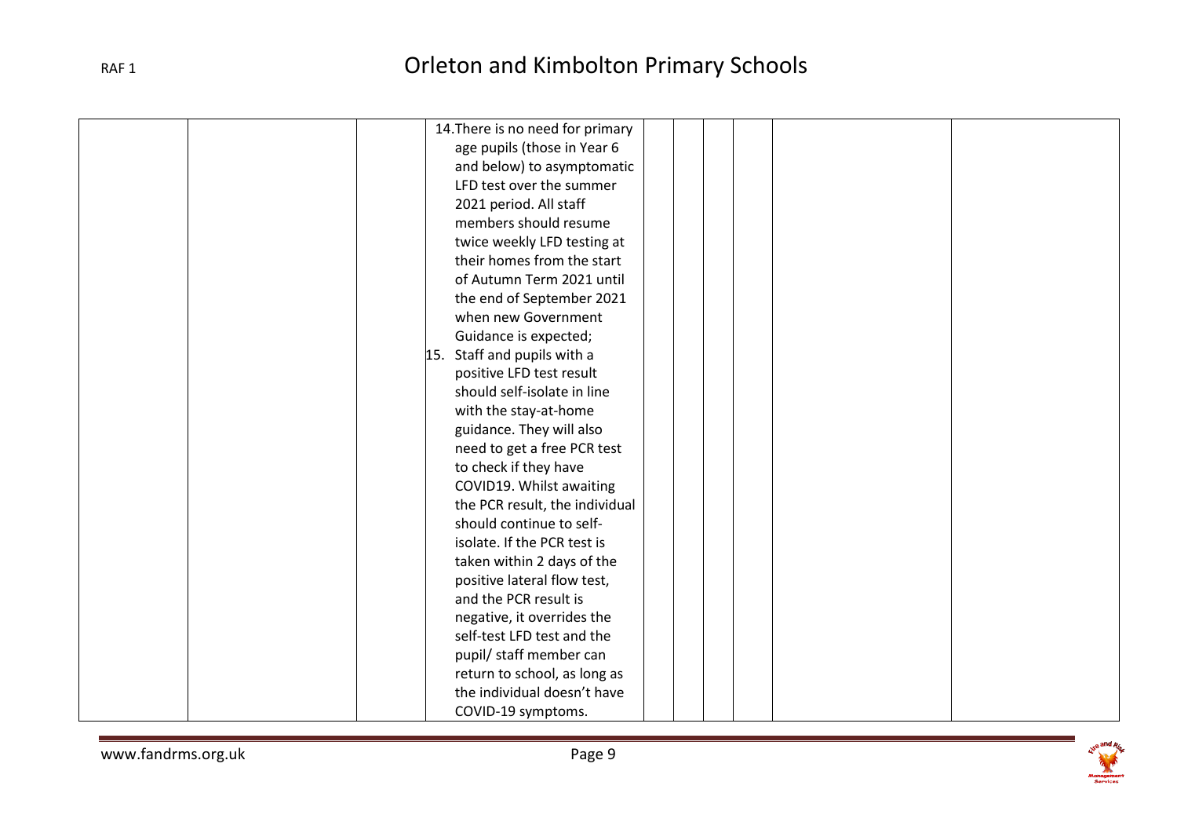| | | | | | | | | |
|---|---|---|---|---|---|---|---|---|
| | | | 14. There is no need for primary age pupils (those in Year 6 and below) to asymptomatic LFD test over the summer 2021 period. All staff members should resume twice weekly LFD testing at their homes from the start of Autumn Term 2021 until the end of September 2021 when new Government Guidance is expected;<br>15. Staff and pupils with a positive LFD test result should self-isolate in line with the stay-at-home guidance. They will also need to get a free PCR test to check if they have COVID19. Whilst awaiting the PCR result, the individual should continue to self-isolate. If the PCR test is taken within 2 days of the positive lateral flow test, and the PCR result is negative, it overrides the self-test LFD test and the pupil/ staff member can return to school, as long as the individual doesn't have COVID-19 symptoms. | | | | | |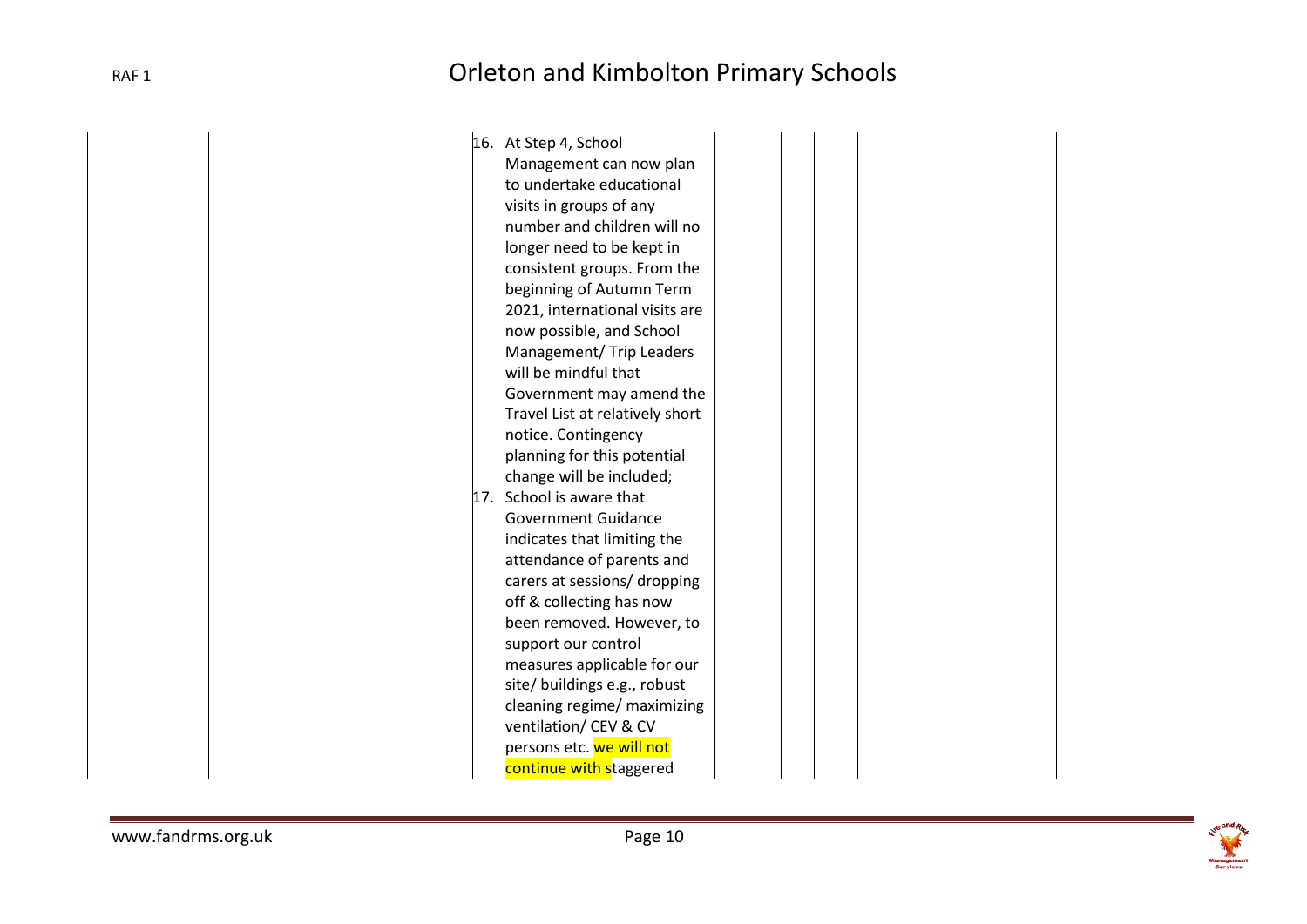| | | | | | | | | | |
|---|---|---|---|---|---|---|---|---|---|
| | | | 16. At Step 4, School Management can now plan to undertake educational visits in groups of any number and children will no longer need to be kept in consistent groups. From the beginning of Autumn Term 2021, international visits are now possible, and School Management/ Trip Leaders will be mindful that Government may amend the Travel List at relatively short notice. Contingency planning for this potential change will be included;<br>17. School is aware that Government Guidance indicates that limiting the attendance of parents and carers at sessions/ dropping off & collecting has now been removed. However, to support our control measures applicable for our site/ buildings e.g., robust cleaning regime/ maximizing ventilation/ CEV & CV persons etc. we will not continue with staggered | | | | | | |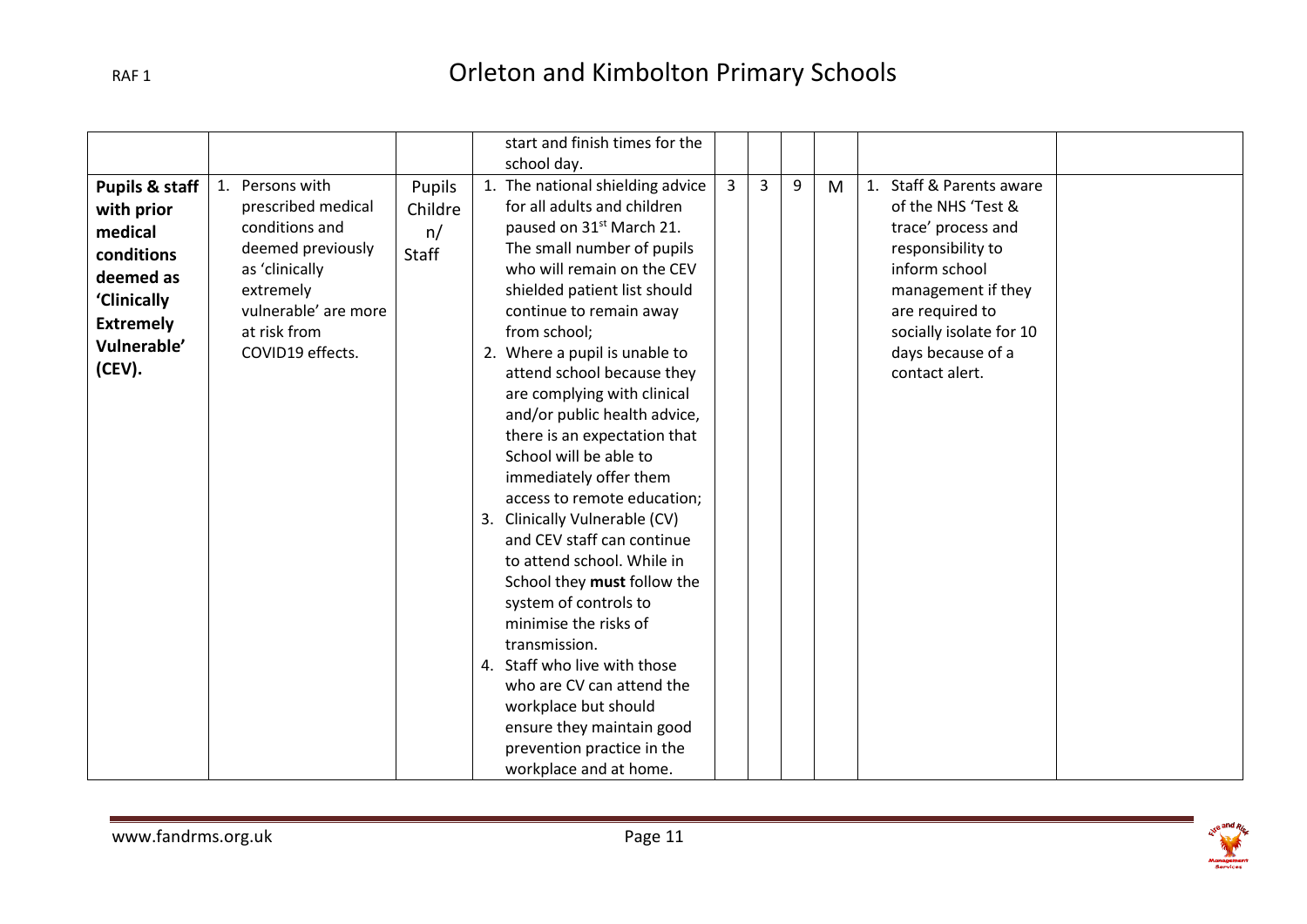| | | | | | | | | | |
|---|---|---|---|---|---|---|---|---|---|
| | | | start and finish times for the school day. | | | | | | |
| **Pupils & staff with prior medical conditions deemed as 'Clinically Extremely Vulnerable' (CEV).** | 1. Persons with prescribed medical conditions and deemed previously as 'clinically extremely vulnerable' are more at risk from COVID19 effects. | Pupils Children/ Staff | 1. The national shielding advice for all adults and children paused on 31st March 21. The small number of pupils who will remain on the CEV shielded patient list should continue to remain away from school;<br>2. Where a pupil is unable to attend school because they are complying with clinical and/or public health advice, there is an expectation that School will be able to immediately offer them access to remote education;<br>3. Clinically Vulnerable (CV) and CEV staff can continue to attend school. While in School they **must** follow the system of controls to minimise the risks of transmission.<br>4. Staff who live with those who are CV can attend the workplace but should ensure they maintain good prevention practice in the workplace and at home. | 3 | 3 | 9 | M | 1. Staff & Parents aware of the NHS 'Test & trace' process and responsibility to inform school management if they are required to socially isolate for 10 days because of a contact alert. | |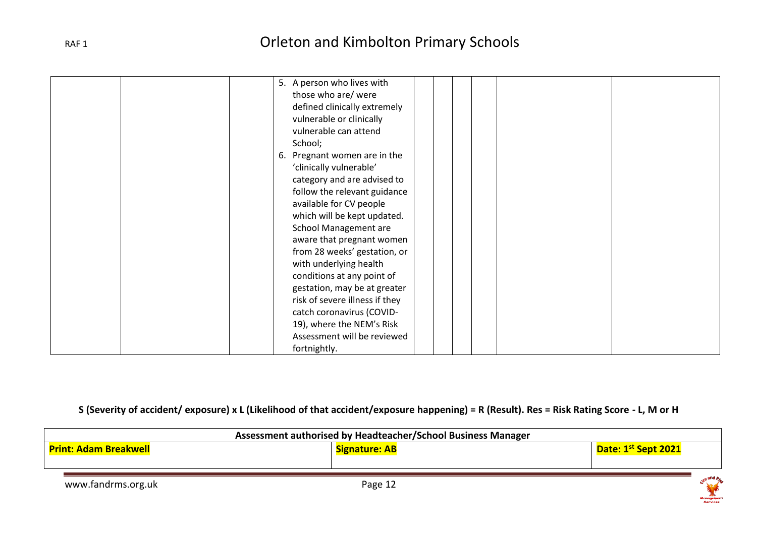|  |  |  | 5. A person who lives with those who are/ were defined clinically extremely vulnerable or clinically vulnerable can attend School;<br>6. Pregnant women are in the 'clinically vulnerable' category and are advised to follow the relevant guidance available for CV people which will be kept updated. School Management are aware that pregnant women from 28 weeks' gestation, or with underlying health conditions at any point of gestation, may be at greater risk of severe illness if they catch coronavirus (COVID-19), where the NEM's Risk Assessment will be reviewed fortnightly. |  |  |  |  |  |  |
|---|---|---|---|---|---|---|---|---|---|

**S (Severity of accident/ exposure) x L (Likelihood of that accident/exposure happening) = R (Result). Res = Risk Rating Score - L, M or H**

| Assessment authorised by Headteacher/School Business Manager | | |
|---|---|---|
| **Print: Adam Breakwell** | **Signature: AB** | **Date: 1st Sept 2021** |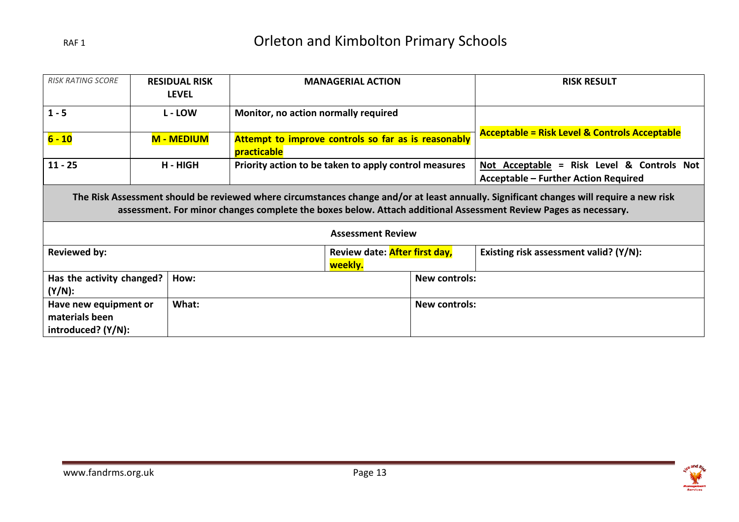| *RISK RATING SCORE* | **RESIDUAL RISK LEVEL** | **MANAGERIAL ACTION** | **RISK RESULT** |
|---|---|---|---|
| **1 - 5** | **L - LOW** | **Monitor, no action normally required** | **Acceptable = Risk Level & Controls Acceptable** |
| **6 - 10** | **M - MEDIUM** | **Attempt to improve controls so far as is reasonably practicable** | |
| **11 - 25** | **H - HIGH** | **Priority action to be taken to apply control measures** | **Not Acceptable = Risk Level & Controls Not Acceptable – Further Action Required** |

**The Risk Assessment should be reviewed where circumstances change and/or at least annually. Significant changes will require a new risk assessment. For minor changes complete the boxes below. Attach additional Assessment Review Pages as necessary.**

| **Assessment Review** | | | |
|---|---|---|---|
| **Reviewed by:** | | **Review date: After first day, weekly.** | **Existing risk assessment valid? (Y/N):** |
| **Has the activity changed? (Y/N):** | **How:** | **New controls:** | |
| **Have new equipment or materials been introduced? (Y/N):** | **What:** | **New controls:** | |